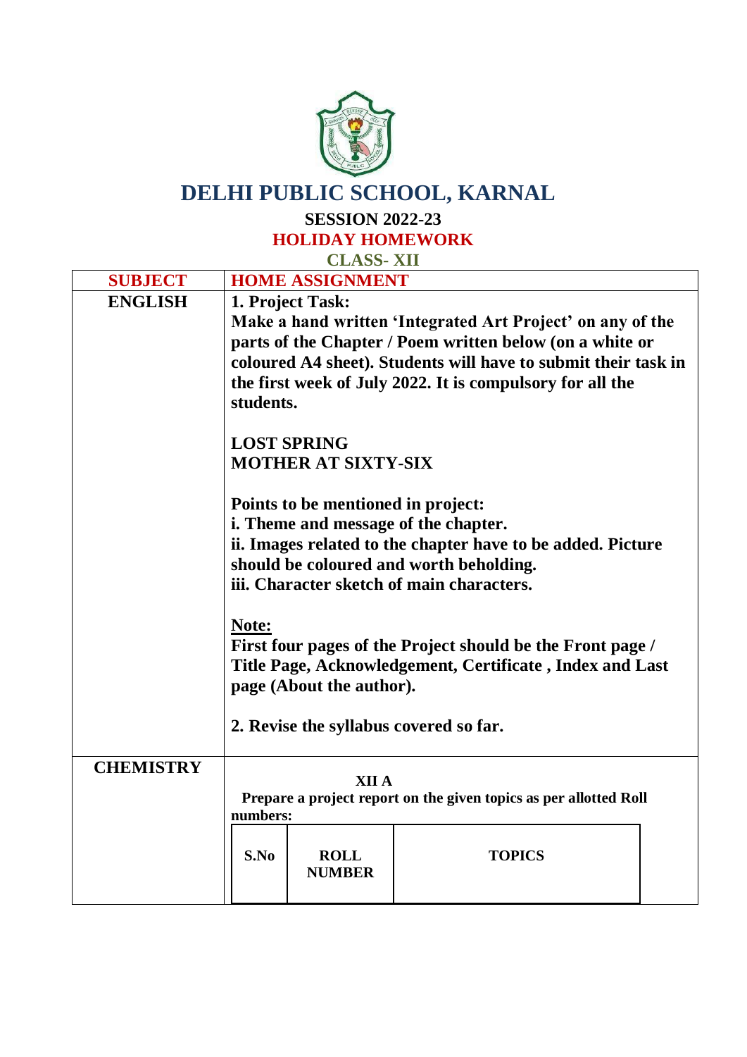# DELHI PUBLIC SCHOOL, KARNAL

## SESSION 2022-23

## HOLIDAY HOMEWORK

## CLASS- XII

| SUBJECT | HOME ASSIGNMENT |
|---|---|
| **ENGLISH** | **1. Project Task:**<br>**Make a hand written 'Integrated Art Project' on any of the parts of the Chapter / Poem written below (on a white or coloured A4 sheet). Students will have to submit their task in the first week of July 2022. It is compulsory for all the students.**<br><br>**LOST SPRING**<br>**MOTHER AT SIXTY-SIX**<br><br>**Points to be mentioned in project:**<br>**i. Theme and message of the chapter.**<br>**ii. Images related to the chapter have to be added. Picture should be coloured and worth beholding.**<br>**iii. Character sketch of main characters.**<br><br>**<u>Note:</u>**<br>**First four pages of the Project should be the Front page / Title Page, Acknowledgement, Certificate , Index and Last page (About the author).**<br><br>**2. Revise the syllabus covered so far.** |
| **CHEMISTRY** | **XII A**<br>**Prepare a project report on the given topics as per allotted Roll numbers:** |

| S.No | ROLL NUMBER | TOPICS |
|---|---|---|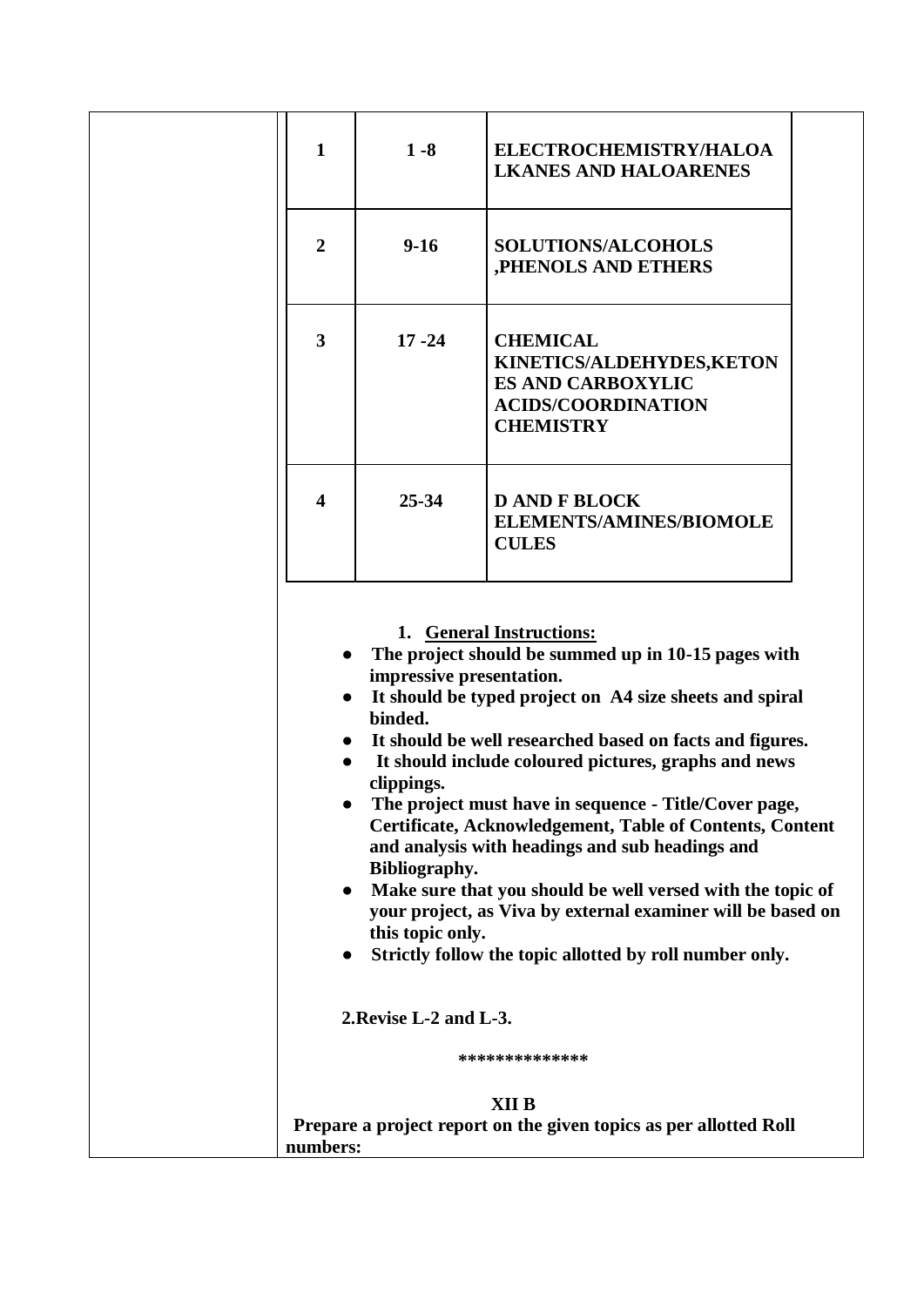| 1 | 1 -8 | ELECTROCHEMISTRY/HALOALKANES AND HALOARENES |
|---|---|---|
| 2 | 9-16 | SOLUTIONS/ALCOHOLS ,PHENOLS AND ETHERS |
| 3 | 17 -24 | CHEMICAL KINETICS/ALDEHYDES,KETONES AND CARBOXYLIC ACIDS/COORDINATION CHEMISTRY |
| 4 | 25-34 | D AND F BLOCK ELEMENTS/AMINES/BIOMOLECULES |

1. **General Instructions:**

- **The project should be summed up in 10-15 pages with impressive presentation.**
- **It should be typed project on A4 size sheets and spiral binded.**
- **It should be well researched based on facts and figures.**
- **It should include coloured pictures, graphs and news clippings.**
- **The project must have in sequence - Title/Cover page, Certificate, Acknowledgement, Table of Contents, Content and analysis with headings and sub headings and Bibliography.**
- **Make sure that you should be well versed with the topic of your project, as Viva by external examiner will be based on this topic only.**
- **Strictly follow the topic allotted by roll number only.**

**2.Revise L-2 and L-3.**

**\*\*\*\*\*\*\*\*\*\*\*\*\*\***

**XII B**

**Prepare a project report on the given topics as per allotted Roll numbers:**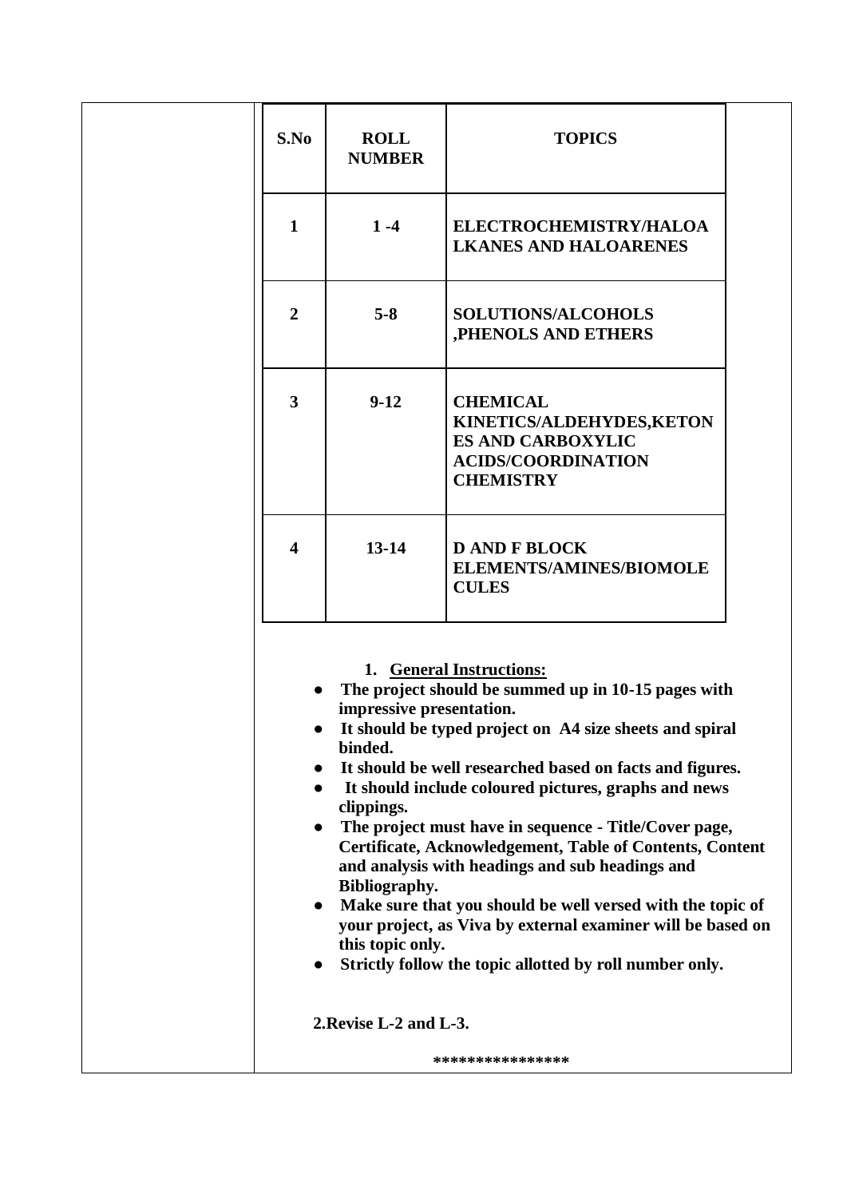| S.No | ROLL NUMBER | TOPICS |
|---|---|---|
| **1** | **1 -4** | **ELECTROCHEMISTRY/HALOALKANES AND HALOARENES** |
| **2** | **5-8** | **SOLUTIONS/ALCOHOLS ,PHENOLS AND ETHERS** |
| **3** | **9-12** | **CHEMICAL KINETICS/ALDEHYDES,KETONES AND CARBOXYLIC ACIDS/COORDINATION CHEMISTRY** |
| **4** | **13-14** | **D AND F BLOCK ELEMENTS/AMINES/BIOMOLECULES** |

**1. <u>General Instructions:</u>**

- **The project should be summed up in 10-15 pages with impressive presentation.**
- **It should be typed project on A4 size sheets and spiral binded.**
- **It should be well researched based on facts and figures.**
- **It should include coloured pictures, graphs and news clippings.**
- **The project must have in sequence - Title/Cover page, Certificate, Acknowledgement, Table of Contents, Content and analysis with headings and sub headings and Bibliography.**
- **Make sure that you should be well versed with the topic of your project, as Viva by external examiner will be based on this topic only.**
- **Strictly follow the topic allotted by roll number only.**

**2.Revise L-2 and L-3.**

***************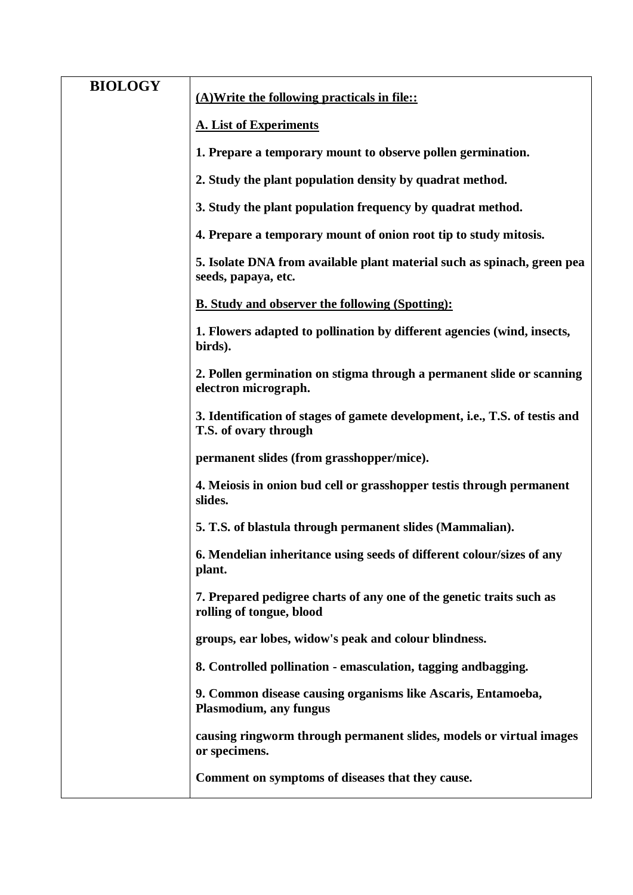| BIOLOGY | **(A)Write the following practicals in file::**<br><br>**A. List of Experiments**<br><br>**1. Prepare a temporary mount to observe pollen germination.**<br><br>**2. Study the plant population density by quadrat method.**<br><br>**3. Study the plant population frequency by quadrat method.**<br><br>**4. Prepare a temporary mount of onion root tip to study mitosis.**<br><br>**5. Isolate DNA from available plant material such as spinach, green pea seeds, papaya, etc.**<br><br>**B. Study and observer the following (Spotting):**<br><br>**1. Flowers adapted to pollination by different agencies (wind, insects, birds).**<br><br>**2. Pollen germination on stigma through a permanent slide or scanning electron micrograph.**<br><br>**3. Identification of stages of gamete development, i.e., T.S. of testis and T.S. of ovary through**<br><br>**permanent slides (from grasshopper/mice).**<br><br>**4. Meiosis in onion bud cell or grasshopper testis through permanent slides.**<br><br>**5. T.S. of blastula through permanent slides (Mammalian).**<br><br>**6. Mendelian inheritance using seeds of different colour/sizes of any plant.**<br><br>**7. Prepared pedigree charts of any one of the genetic traits such as rolling of tongue, blood**<br><br>**groups, ear lobes, widow's peak and colour blindness.**<br><br>**8. Controlled pollination - emasculation, tagging andbagging.**<br><br>**9. Common disease causing organisms like Ascaris, Entamoeba, Plasmodium, any fungus**<br><br>**causing ringworm through permanent slides, models or virtual images or specimens.**<br><br>**Comment on symptoms of diseases that they cause.** |
|---|---|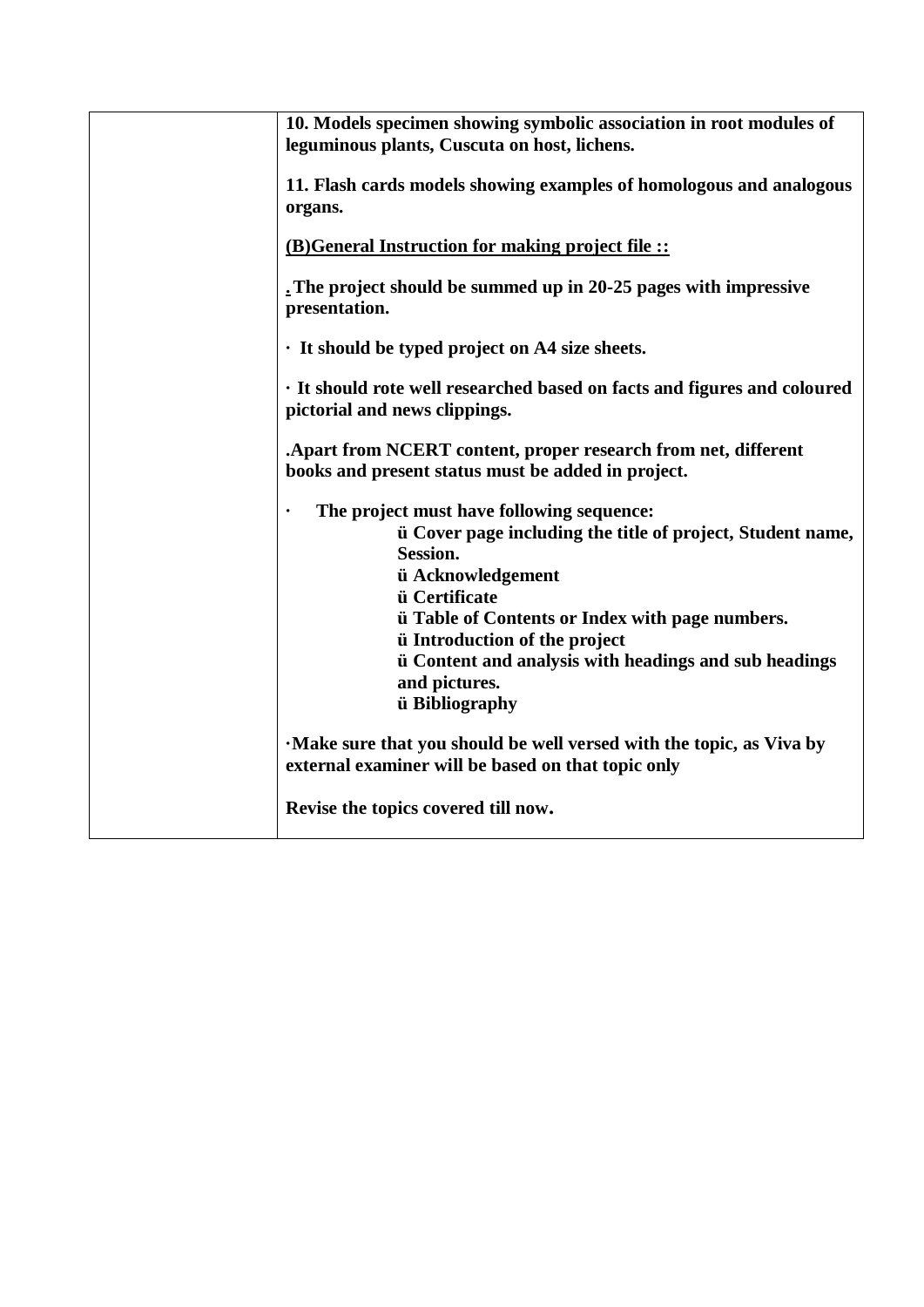| | |
|---|---|
| | **10. Models specimen showing symbolic association in root modules of leguminous plants, Cuscuta on host, lichens.**<br><br>**11. Flash cards models showing examples of homologous and analogous organs.**<br><br>**<u>(B)General Instruction for making project file ::</u>**<br><br>**. The project should be summed up in 20-25 pages with impressive presentation.**<br><br>**· It should be typed project on A4 size sheets.**<br><br>**· It should rote well researched based on facts and figures and coloured pictorial and news clippings.**<br><br>**.Apart from NCERT content, proper research from net, different books and present status must be added in project.**<br><br>**· The project must have following sequence:**<br>**ü Cover page including the title of project, Student name, Session.**<br>**ü Acknowledgement**<br>**ü Certificate**<br>**ü Table of Contents or Index with page numbers.**<br>**ü Introduction of the project**<br>**ü Content and analysis with headings and sub headings and pictures.**<br>**ü Bibliography**<br><br>**·Make sure that you should be well versed with the topic, as Viva by external examiner will be based on that topic only**<br><br>**Revise the topics covered till now.** |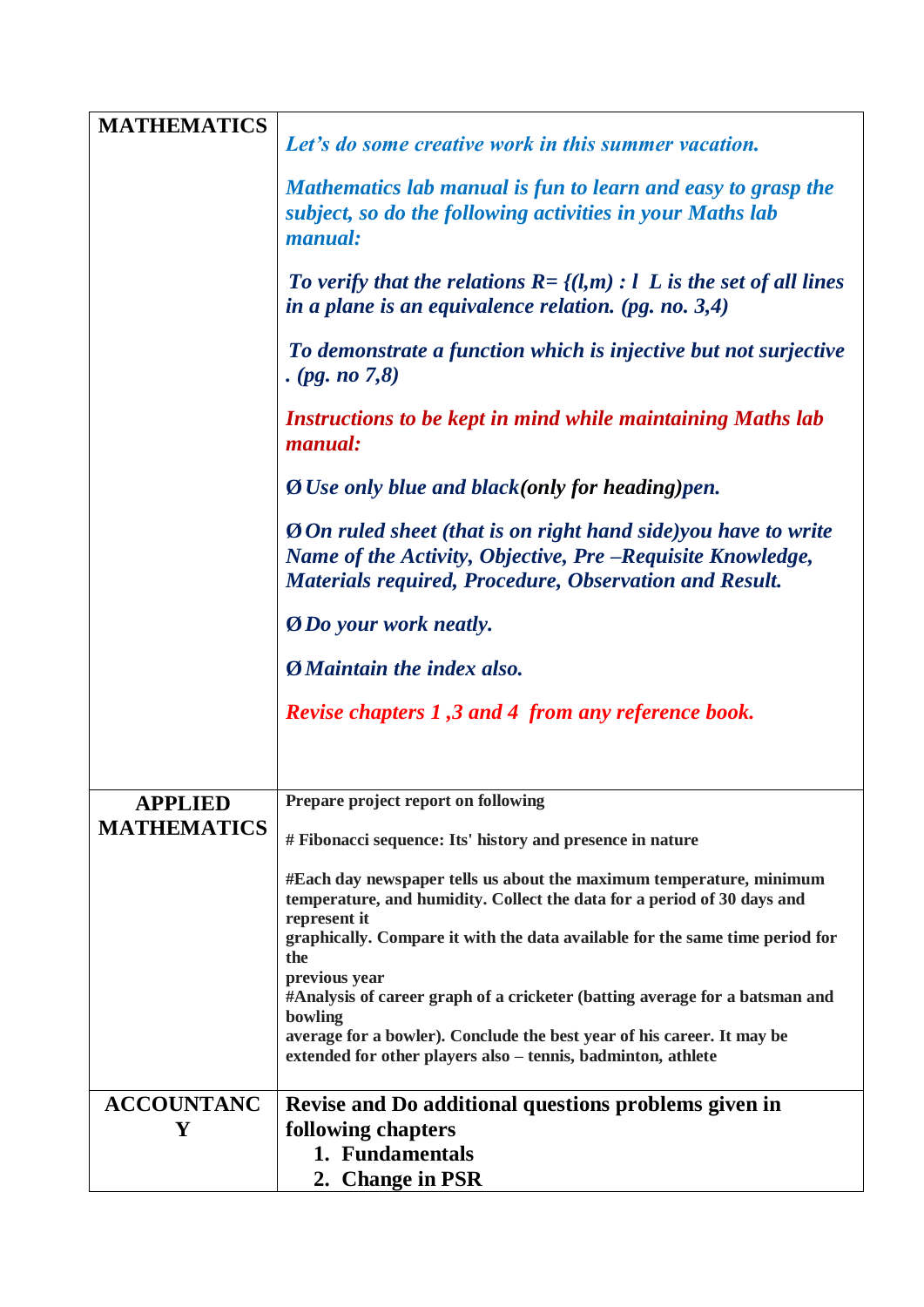| MATHEMATICS | *Let's do some creative work in this summer vacation.*<br><br>*Mathematics lab manual is fun to learn and easy to grasp the subject, so do the following activities in your Maths lab manual:*<br><br>***To verify that the relations R= {(l,m) : l  L is the set of all lines in a plane is an equivalence relation. (pg. no. 3,4)***<br><br>***To demonstrate a function which is injective but not surjective . (pg. no 7,8)***<br><br>***Instructions to be kept in mind while maintaining Maths lab manual:***<br><br>*Ø Use only blue and black**(only for heading)**pen.*<br><br>***Ø On ruled sheet (that is on right hand side)you have to write Name of the Activity, Objective, Pre –Requisite Knowledge, Materials required, Procedure, Observation and Result.***<br><br>*Ø Do your work neatly.*<br><br>***Ø Maintain the index also.***<br><br>*Revise chapters 1 ,3 and 4  from any reference book.* |
|---|---|
| **APPLIED MATHEMATICS** | **Prepare project report on following**<br><br>**# Fibonacci sequence: Its' history and presence in nature**<br><br>**#Each day newspaper tells us about the maximum temperature, minimum temperature, and humidity. Collect the data for a period of 30 days and represent it graphically. Compare it with the data available for the same time period for the previous year**<br>**#Analysis of career graph of a cricketer (batting average for a batsman and bowling average for a bowler). Conclude the best year of his career. It may be extended for other players also – tennis, badminton, athlete** |
| **ACCOUNTANCY** | **Revise and Do additional questions problems given in following chapters**<br>**1. Fundamentals**<br>**2. Change in PSR** |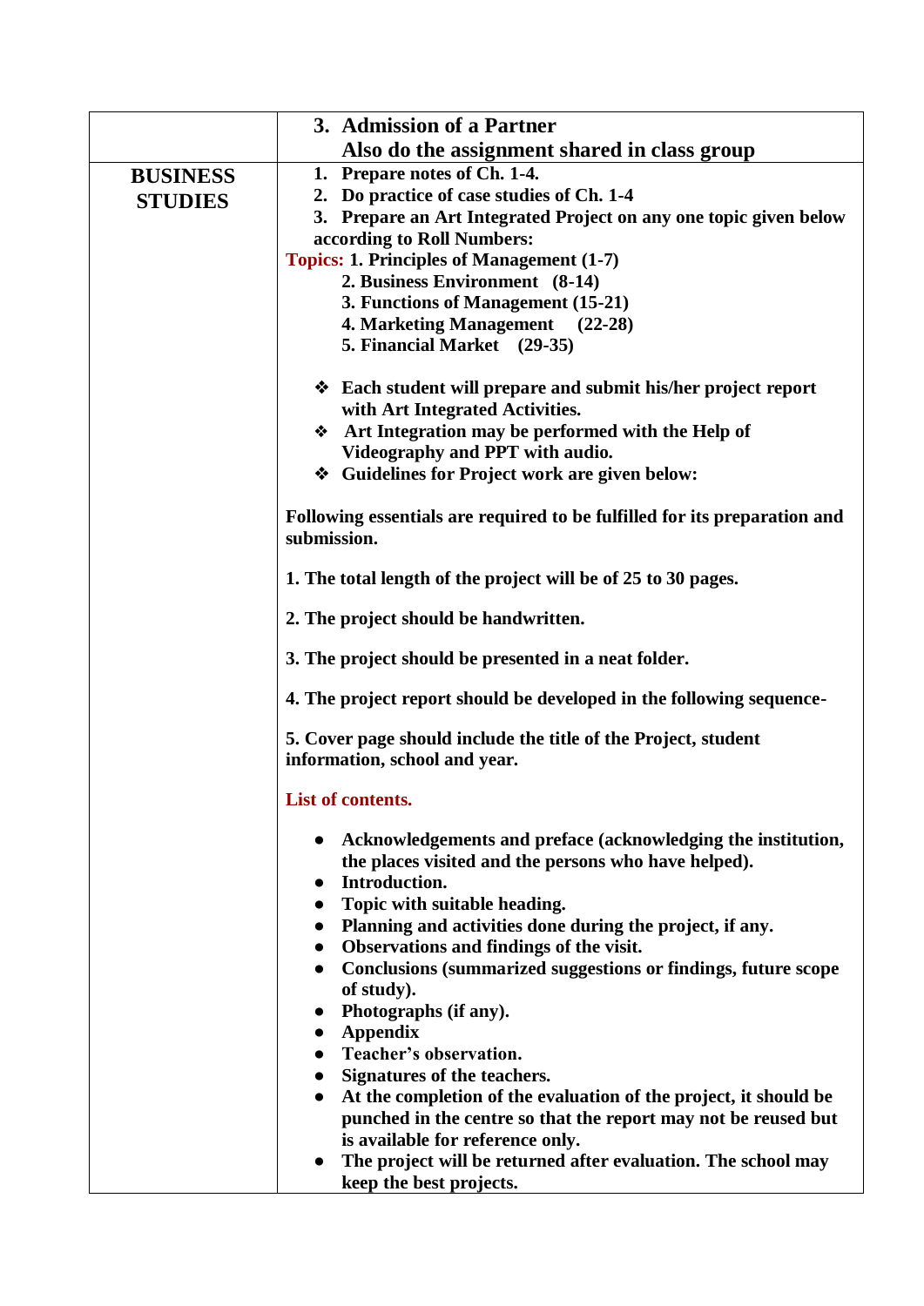| | |
|---|---|
| | **3. Admission of a Partner**<br>**Also do the assignment shared in class group** |
| **BUSINESS STUDIES** | **1. Prepare notes of Ch. 1-4.**<br>**2. Do practice of case studies of Ch. 1-4**<br>**3. Prepare an Art Integrated Project on any one topic given below according to Roll Numbers:**<br>Topics: **1. Principles of Management (1-7)**<br>**2. Business Environment (8-14)**<br>**3. Functions of Management (15-21)**<br>**4. Marketing Management (22-28)**<br>**5. Financial Market (29-35)**<br><br>❖ **Each student will prepare and submit his/her project report with Art Integrated Activities.**<br>❖ **Art Integration may be performed with the Help of Videography and PPT with audio.**<br>❖ **Guidelines for Project work are given below:**<br><br>**Following essentials are required to be fulfilled for its preparation and submission.**<br><br>**1. The total length of the project will be of 25 to 30 pages.**<br><br>**2. The project should be handwritten.**<br><br>**3. The project should be presented in a neat folder.**<br><br>**4. The project report should be developed in the following sequence-**<br><br>**5. Cover page should include the title of the Project, student information, school and year.**<br><br>**List of contents.**<br><br>● **Acknowledgements and preface (acknowledging the institution, the places visited and the persons who have helped).**<br>● **Introduction.**<br>● **Topic with suitable heading.**<br>● **Planning and activities done during the project, if any.**<br>● **Observations and findings of the visit.**<br>● **Conclusions (summarized suggestions or findings, future scope of study).**<br>● **Photographs (if any).**<br>● **Appendix**<br>● **Teacher's observation.**<br>● **Signatures of the teachers.**<br>● **At the completion of the evaluation of the project, it should be punched in the centre so that the report may not be reused but is available for reference only.**<br>● **The project will be returned after evaluation. The school may keep the best projects.** |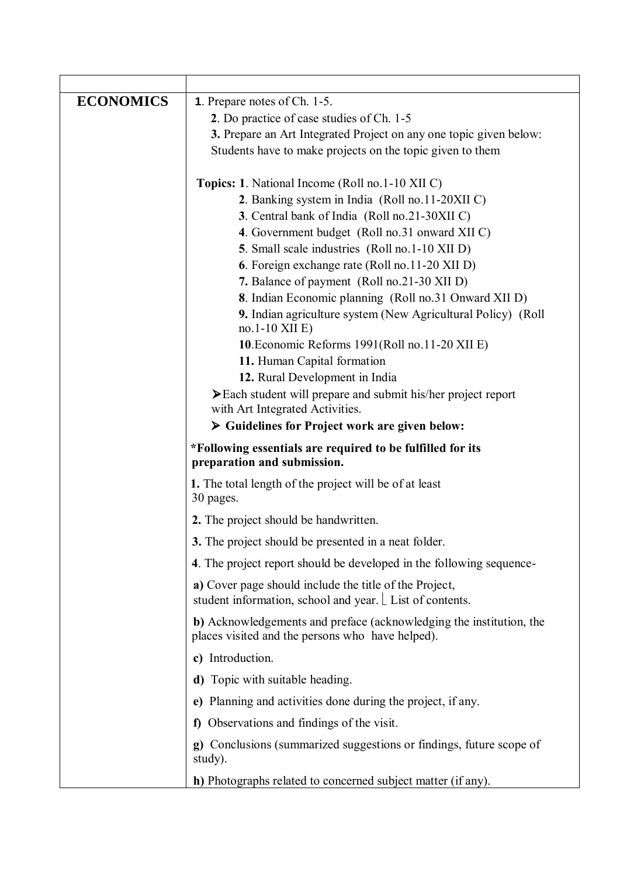| | |
|---|---|
| **ECONOMICS** | **1**. Prepare notes of Ch. 1-5.<br>**2**. Do practice of case studies of Ch. 1-5<br>**3.** Prepare an Art Integrated Project on any one topic given below: Students have to make projects on the topic given to them<br><br>**Topics: 1**. National Income (Roll no.1-10 XII C)<br>**2**. Banking system in India (Roll no.11-20XII C)<br>**3**. Central bank of India (Roll no.21-30XII C)<br>**4**. Government budget (Roll no.31 onward XII C)<br>**5**. Small scale industries (Roll no.1-10 XII D)<br>**6**. Foreign exchange rate (Roll no.11-20 XII D)<br>**7.** Balance of payment (Roll no.21-30 XII D)<br>**8**. Indian Economic planning (Roll no.31 Onward XII D)<br>**9.** Indian agriculture system (New Agricultural Policy) (Roll no.1-10 XII E)<br>**10**.Economic Reforms 1991(Roll no.11-20 XII E)<br>**11.** Human Capital formation<br>**12.** Rural Development in India<br>➢Each student will prepare and submit his/her project report with Art Integrated Activities.<br>➢ **Guidelines for Project work are given below:** |
| | ***Following essentials are required to be fulfilled for its preparation and submission.** |
| | **1.** The total length of the project will be of at least 30 pages. |
| | **2.** The project should be handwritten. |
| | **3.** The project should be presented in a neat folder. |
| | **4**. The project report should be developed in the following sequence- |
| | **a)** Cover page should include the title of the Project, student information, school and year. ⎣ List of contents. |
| | **b)** Acknowledgements and preface (acknowledging the institution, the places visited and the persons who have helped). |
| | **c)** Introduction. |
| | **d)** Topic with suitable heading. |
| | **e)** Planning and activities done during the project, if any. |
| | **f)** Observations and findings of the visit. |
| | **g)** Conclusions (summarized suggestions or findings, future scope of study). |
| | **h)** Photographs related to concerned subject matter (if any). |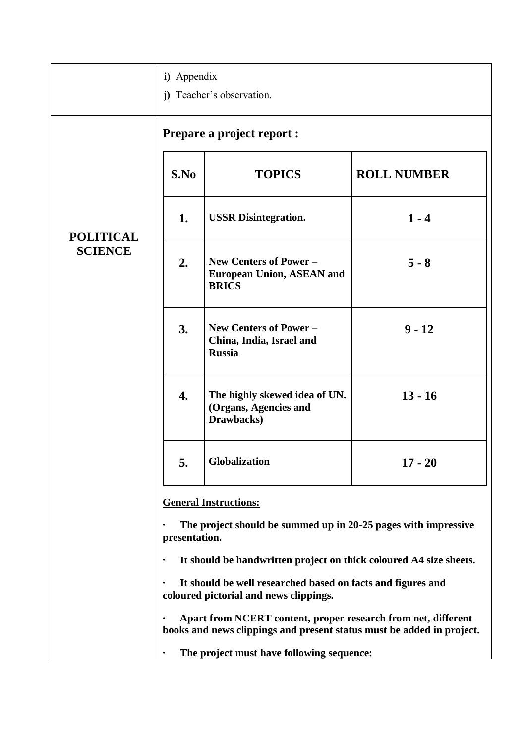| | |
|---|---|
| | **i)** Appendix<br>j**)** Teacher's observation. |
| **POLITICAL SCIENCE** | **Prepare a project report :** |

| S.No | TOPICS | ROLL NUMBER |
|---|---|---|
| **1.** | **USSR Disintegration.** | **1 - 4** |
| **2.** | **New Centers of Power – European Union, ASEAN and BRICS** | **5 - 8** |
| **3.** | **New Centers of Power – China, India, Israel and Russia** | **9 - 12** |
| **4.** | **The highly skewed idea of UN. (Organs, Agencies and Drawbacks)** | **13 - 16** |
| **5.** | **Globalization** | **17 - 20** |

**General Instructions:**

- **The project should be summed up in 20-25 pages with impressive presentation.**
- **It should be handwritten project on thick coloured A4 size sheets.**
- **It should be well researched based on facts and figures and coloured pictorial and news clippings.**
- **Apart from NCERT content, proper research from net, different books and news clippings and present status must be added in project.**
- **The project must have following sequence:**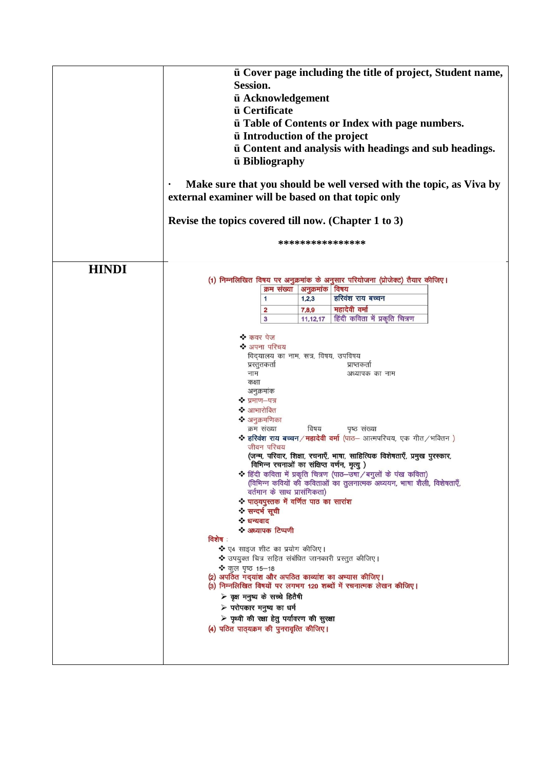ü Cover page including the title of project, Student name, Session.
ü Acknowledgement
ü Certificate
ü Table of Contents or Index with page numbers.
ü Introduction of the project
ü Content and analysis with headings and sub headings.
ü Bibliography

- **Make sure that you should be well versed with the topic, as Viva by external examiner will be based on that topic only**

**Revise the topics covered till now. (Chapter 1 to 3)**

***************

## HINDI

(1) निम्नलिखित विषय पर अनुक्रमांक के अनुसार परियोजना (प्रोजेक्ट) तैयार कीजिए।

| क्रम संख्या | अनुक्रमांक | विषय |
|---|---|---|
| 1 | 1,2,3 | हरिवंश राय बच्चन |
| 2 | 7,8,9 | महादेवी वर्मा |
| 3 | 11,12,17 | हिंदी कविता में प्रकृति चित्रण |

- कवर पेज
- अपना परिचय
  विद्यालय का नाम, सत्र, विषय, उपविषय
  प्रस्तुतकर्ता — प्राप्तकर्ता
  नाम — अध्यापक का नाम
  कक्षा
  अनुक्रमांक
- प्रमाण–पत्र
- आभारोक्ति
- अनुक्रमणिका
  क्रम संख्या — विषय — पृष्ठ संख्या
- **हरिवंश राय बच्चन / महादेवी वर्मा** (पाठ– आत्मपरिचय, एक गीत / भक्तिन )
  जीवन परिचय
  **(जन्म, परिवार, शिक्षा, रचनाएँ, भाषा, साहित्यिक विशेषताएँ, प्रमुख पुरस्कार, विभिन्न रचनाओं का संक्षिप्त वर्णन, मृत्यु )**
- हिंदी कविता में प्रकृति चित्रण (पाठ–उषा / बगुलों के पंख कविता)
  (विभिन्न कवियों की कविताओं का तुलनात्मक अध्ययन, भाषा शैली, विशेषताएँ, वर्तमान के साथ प्रासंगिकता)
- **पाठ्यपुस्तक में वर्णित पाठ का सारांश**
- **सन्दर्भ सूची**
- **धन्यवाद**
- **अध्यापक टिप्पणी**

**विशेष :**

- ए4 साइज शीट का प्रयोग कीजिए।
- उपयुक्त चित्र सहित संबंधित जानकारी प्रस्तुत कीजिए।
- कुल पृष्ठ 15–18

(2) अपठित गद्यांश और अपठित काव्यांश का अभ्यास कीजिए।

(3) निम्नलिखित विषयों पर लगभग 120 शब्दों में रचनात्मक लेखन कीजिए।

- **वृक्ष मनुष्य के सच्चे हितैषी**
- **परोपकार मनुष्य का धर्म**
- **पृथ्वी की रक्षा हेतु पर्यावरण की सुरक्षा**

(4) पठित पाठ्यक्रम की पुनरावृत्ति कीजिए।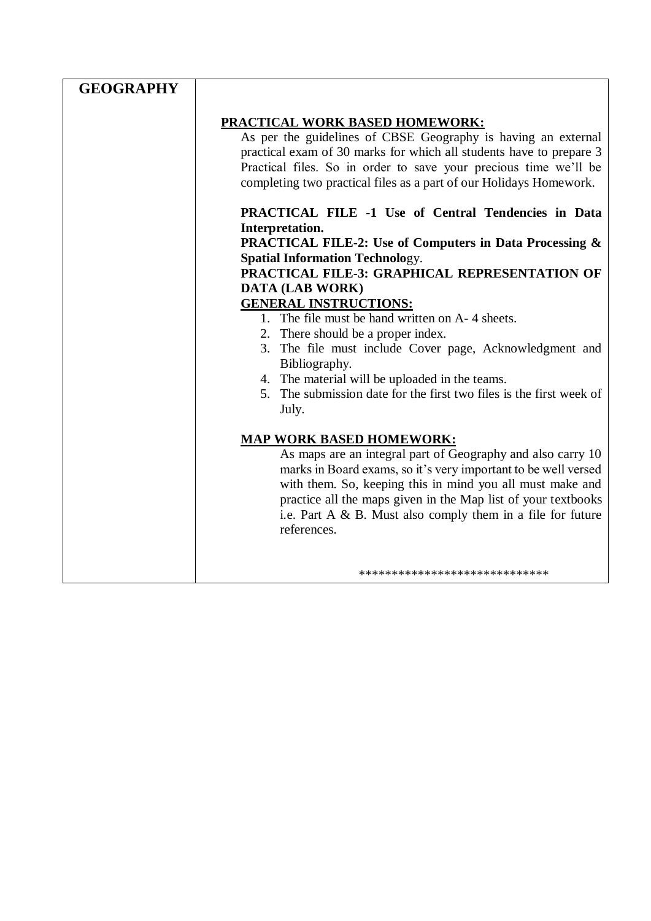| GEOGRAPHY | |
|---|---|

**GEOGRAPHY**

**PRACTICAL WORK BASED HOMEWORK:**

As per the guidelines of CBSE Geography is having an external practical exam of 30 marks for which all students have to prepare 3 Practical files. So in order to save your precious time we'll be completing two practical files as a part of our Holidays Homework.

**PRACTICAL FILE -1 Use of Central Tendencies in Data Interpretation.**

**PRACTICAL FILE-2: Use of Computers in Data Processing & Spatial Information Technolo**gy.

**PRACTICAL FILE-3: GRAPHICAL REPRESENTATION OF DATA (LAB WORK)**

**GENERAL INSTRUCTIONS:**

1. The file must be hand written on A- 4 sheets.
2. There should be a proper index.
3. The file must include Cover page, Acknowledgment and Bibliography.
4. The material will be uploaded in the teams.
5. The submission date for the first two files is the first week of July.

**MAP WORK BASED HOMEWORK:**

As maps are an integral part of Geography and also carry 10 marks in Board exams, so it's very important to be well versed with them. So, keeping this in mind you all must make and practice all the maps given in the Map list of your textbooks i.e. Part A & B. Must also comply them in a file for future references.

****************************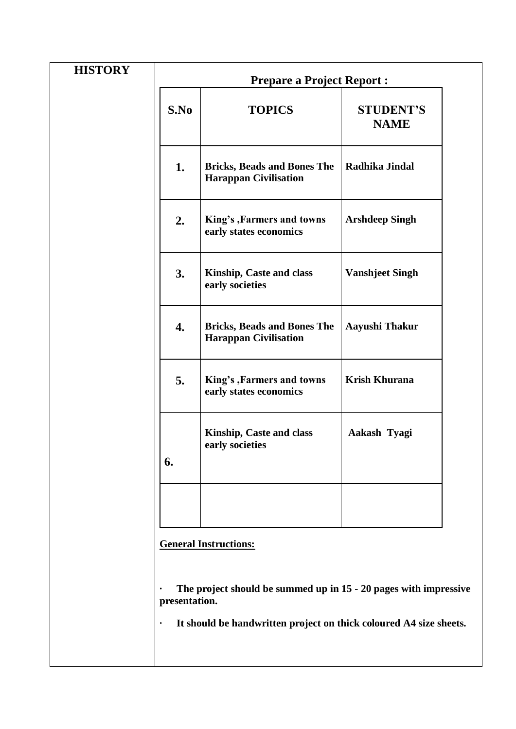**HISTORY**

**Prepare a Project Report :**

| S.No | TOPICS | STUDENT'S NAME |
|---|---|---|
| 1. | Bricks, Beads and Bones The Harappan Civilisation | Radhika Jindal |
| 2. | King's ,Farmers and towns early states economics | Arshdeep Singh |
| 3. | Kinship, Caste and class early societies | Vanshjeet Singh |
| 4. | Bricks, Beads and Bones The Harappan Civilisation | Aayushi Thakur |
| 5. | King's ,Farmers and towns early states economics | Krish Khurana |
| 6. | Kinship, Caste and class early societies | Aakash Tyagi |
| | | |

**General Instructions:**

- **The project should be summed up in 15 - 20 pages with impressive presentation.**
- **It should be handwritten project on thick coloured A4 size sheets.**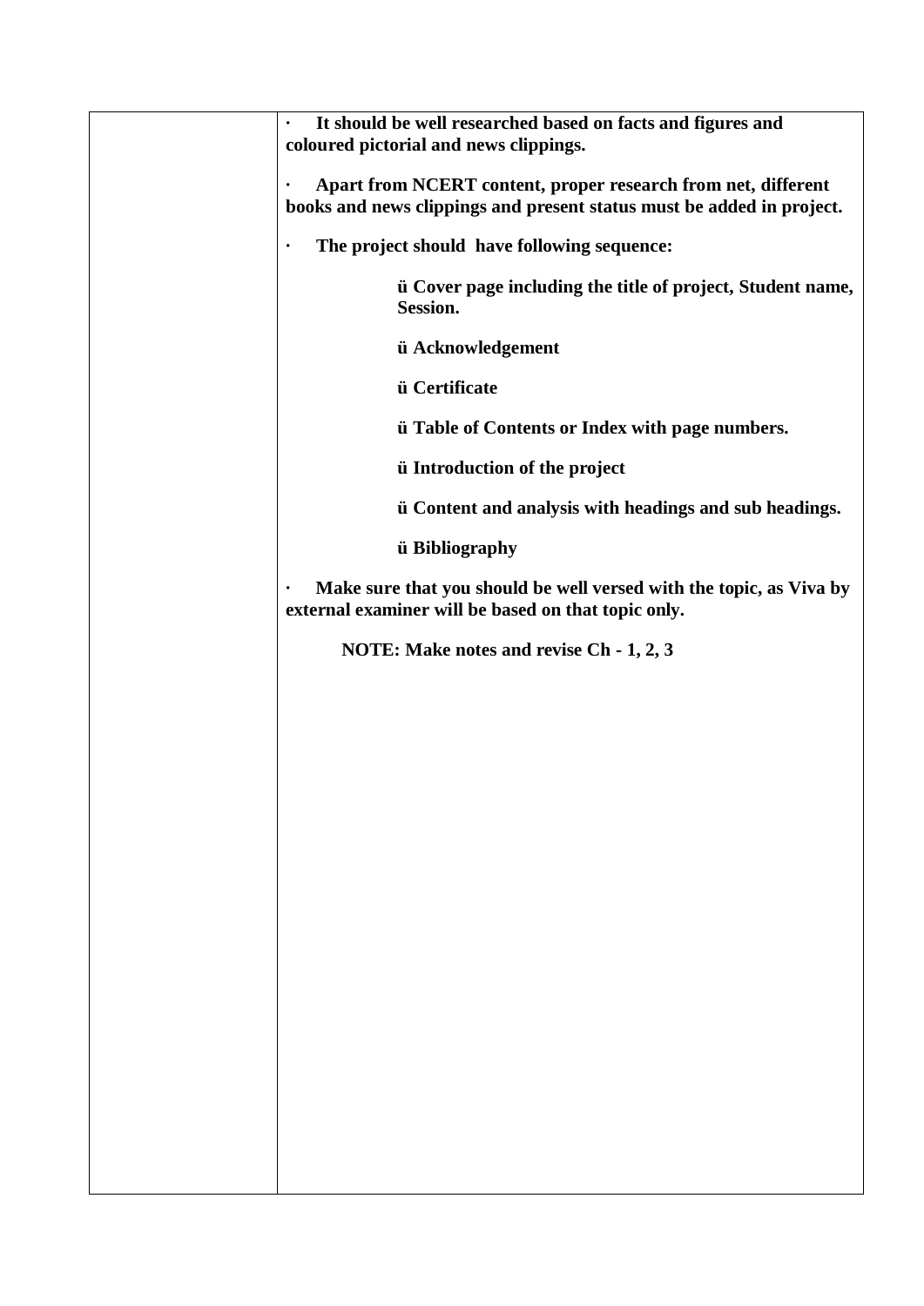| | |
|---|---|
| | · **It should be well researched based on facts and figures and coloured pictorial and news clippings.**<br><br>· **Apart from NCERT content, proper research from net, different books and news clippings and present status must be added in project.**<br><br>· **The project should have following sequence:**<br><br>ü **Cover page including the title of project, Student name, Session.**<br><br>ü **Acknowledgement**<br><br>ü **Certificate**<br><br>ü **Table of Contents or Index with page numbers.**<br><br>ü **Introduction of the project**<br><br>ü **Content and analysis with headings and sub headings.**<br><br>ü **Bibliography**<br><br>· **Make sure that you should be well versed with the topic, as Viva by external examiner will be based on that topic only.**<br><br>**NOTE: Make notes and revise Ch - 1, 2, 3** |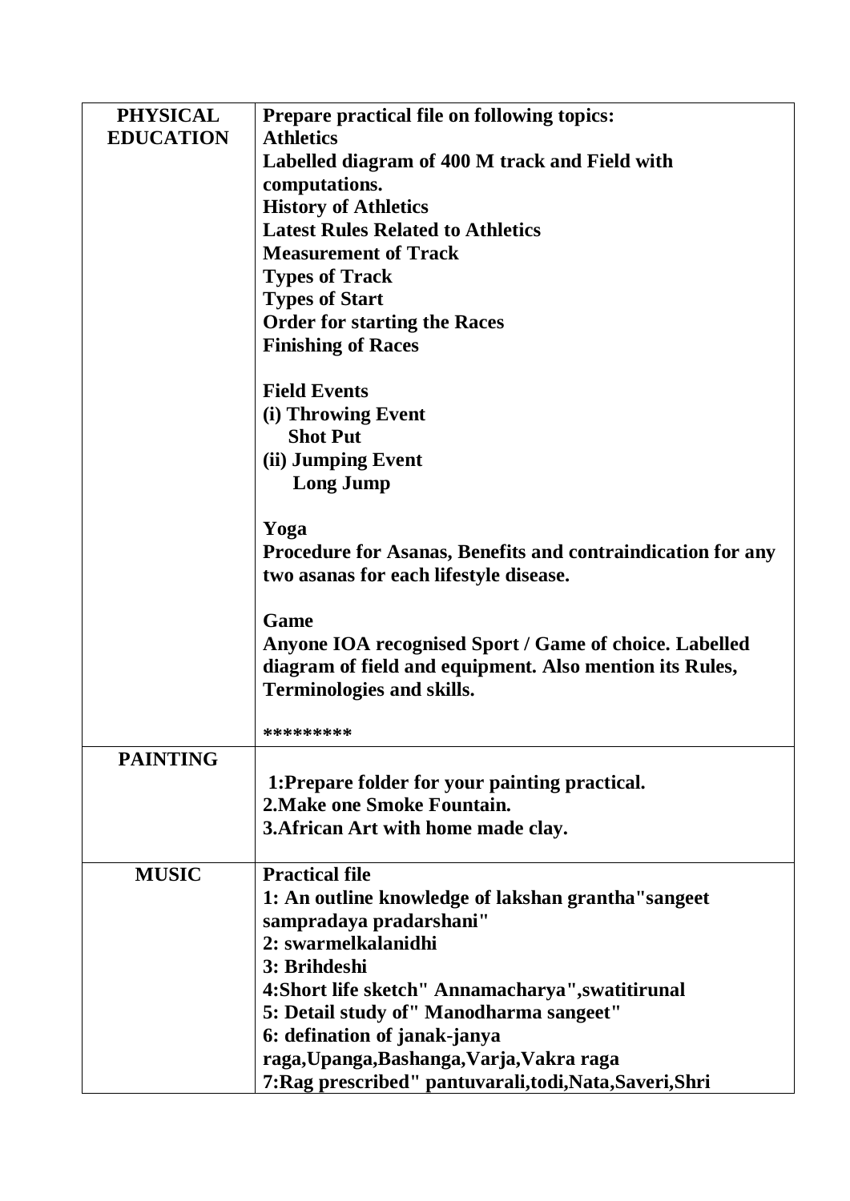| | |
|---|---|
| **PHYSICAL EDUCATION** | **Prepare practical file on following topics:**<br>**Athletics**<br>**Labelled diagram of 400 M track and Field with computations.**<br>**History of Athletics**<br>**Latest Rules Related to Athletics**<br>**Measurement of Track**<br>**Types of Track**<br>**Types of Start**<br>**Order for starting the Races**<br>**Finishing of Races**<br><br>**Field Events**<br>**(i) Throwing Event**<br>**Shot Put**<br>**(ii) Jumping Event**<br>**Long Jump**<br><br>**Yoga**<br>**Procedure for Asanas, Benefits and contraindication for any two asanas for each lifestyle disease.**<br><br>**Game**<br>**Anyone IOA recognised Sport / Game of choice. Labelled diagram of field and equipment. Also mention its Rules, Terminologies and skills.**<br><br>************ |
| **PAINTING** | **1:Prepare folder for your painting practical.**<br>**2.Make one Smoke Fountain.**<br>**3.African Art with home made clay.** |
| **MUSIC** | **Practical file**<br>**1: An outline knowledge of lakshan grantha"sangeet sampradaya pradarshani"**<br>**2: swarmelkalanidhi**<br>**3: Brihdeshi**<br>**4:Short life sketch" Annamacharya",swatitirunal**<br>**5: Detail study of" Manodharma sangeet"**<br>**6: defination of janak-janya raga,Upanga,Bashanga,Varja,Vakra raga**<br>**7:Rag prescribed" pantuvarali,todi,Nata,Saveri,Shri** |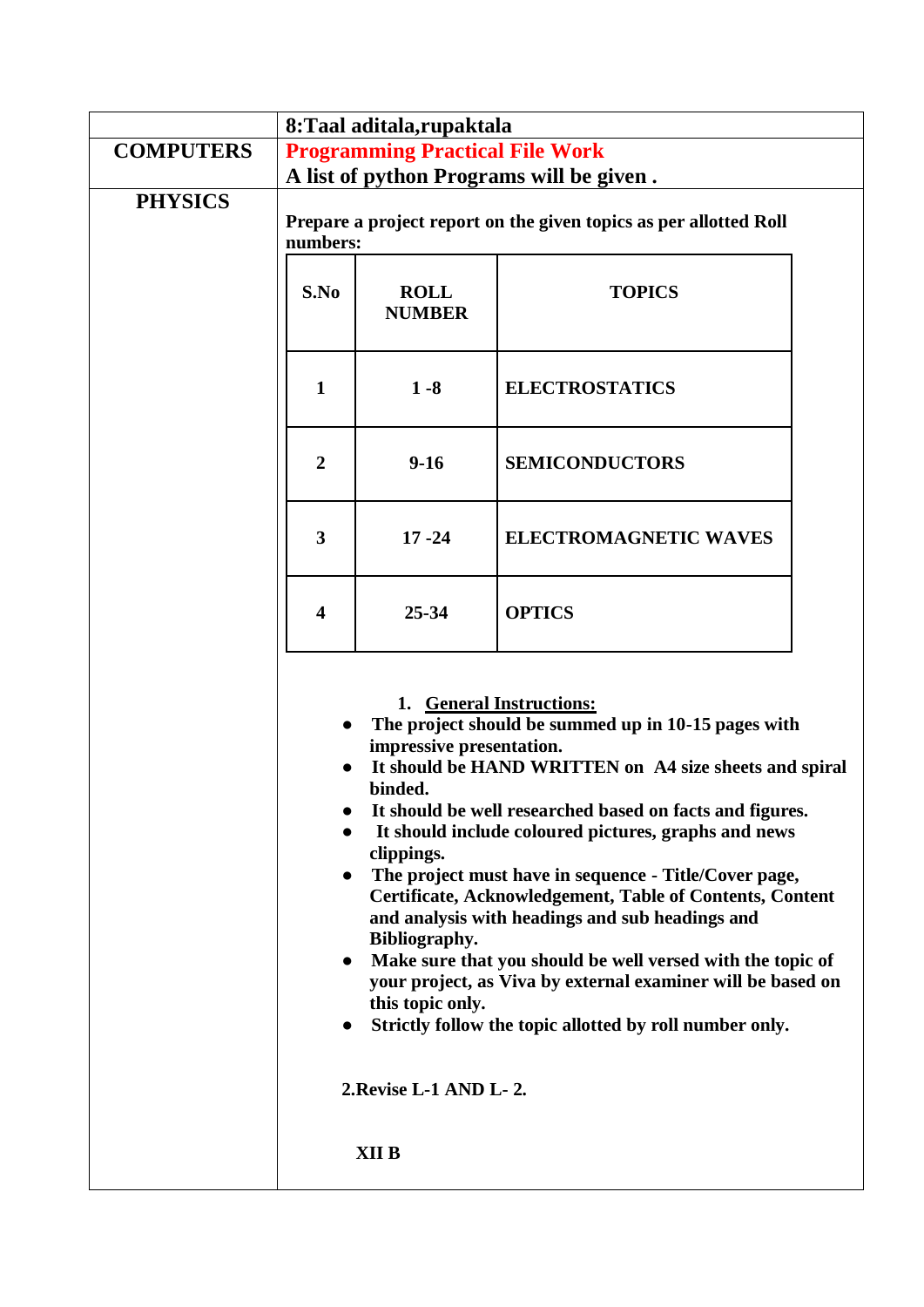| | 8:Taal aditala,rupaktala |
|---|---|
| **COMPUTERS** | **Programming Practical File Work**<br>**A list of python Programs will be given .** |
| **PHYSICS** | **Prepare a project report on the given topics as per allotted Roll numbers:** |

| S.No | ROLL NUMBER | TOPICS |
|---|---|---|
| **1** | **1 -8** | **ELECTROSTATICS** |
| **2** | **9-16** | **SEMICONDUCTORS** |
| **3** | **17 -24** | **ELECTROMAGNETIC WAVES** |
| **4** | **25-34** | **OPTICS** |

1. **General Instructions:**

- **The project should be summed up in 10-15 pages with impressive presentation.**
- **It should be HAND WRITTEN on A4 size sheets and spiral binded.**
- **It should be well researched based on facts and figures.**
- **It should include coloured pictures, graphs and news clippings.**
- **The project must have in sequence - Title/Cover page, Certificate, Acknowledgement, Table of Contents, Content and analysis with headings and sub headings and Bibliography.**
- **Make sure that you should be well versed with the topic of your project, as Viva by external examiner will be based on this topic only.**
- **Strictly follow the topic allotted by roll number only.**

**2.Revise L-1 AND L- 2.**

**XII B**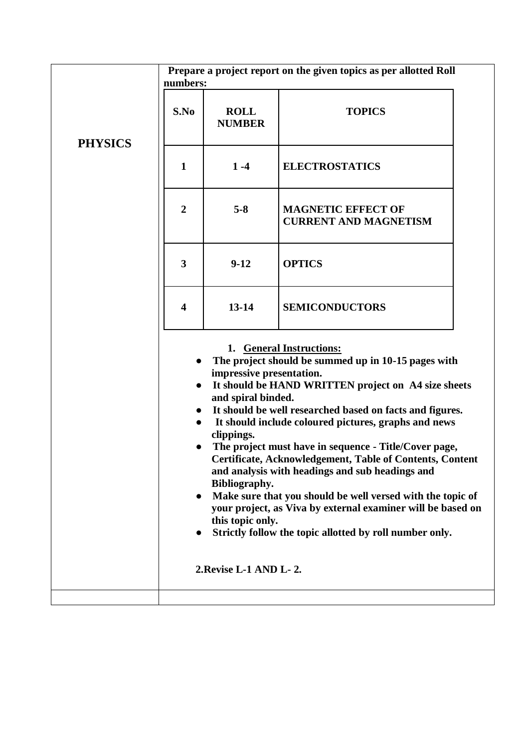## PHYSICS

**Prepare a project report on the given topics as per allotted Roll numbers:**

| S.No | ROLL NUMBER | TOPICS |
|---|---|---|
| 1 | 1 -4 | ELECTROSTATICS |
| 2 | 5-8 | MAGNETIC EFFECT OF CURRENT AND MAGNETISM |
| 3 | 9-12 | OPTICS |
| 4 | 13-14 | SEMICONDUCTORS |

1. **General Instructions:**

- **The project should be summed up in 10-15 pages with impressive presentation.**
- **It should be HAND WRITTEN project on A4 size sheets and spiral binded.**
- **It should be well researched based on facts and figures.**
- **It should include coloured pictures, graphs and news clippings.**
- **The project must have in sequence - Title/Cover page, Certificate, Acknowledgement, Table of Contents, Content and analysis with headings and sub headings and Bibliography.**
- **Make sure that you should be well versed with the topic of your project, as Viva by external examiner will be based on this topic only.**
- **Strictly follow the topic allotted by roll number only.**

**2.Revise L-1 AND L- 2.**